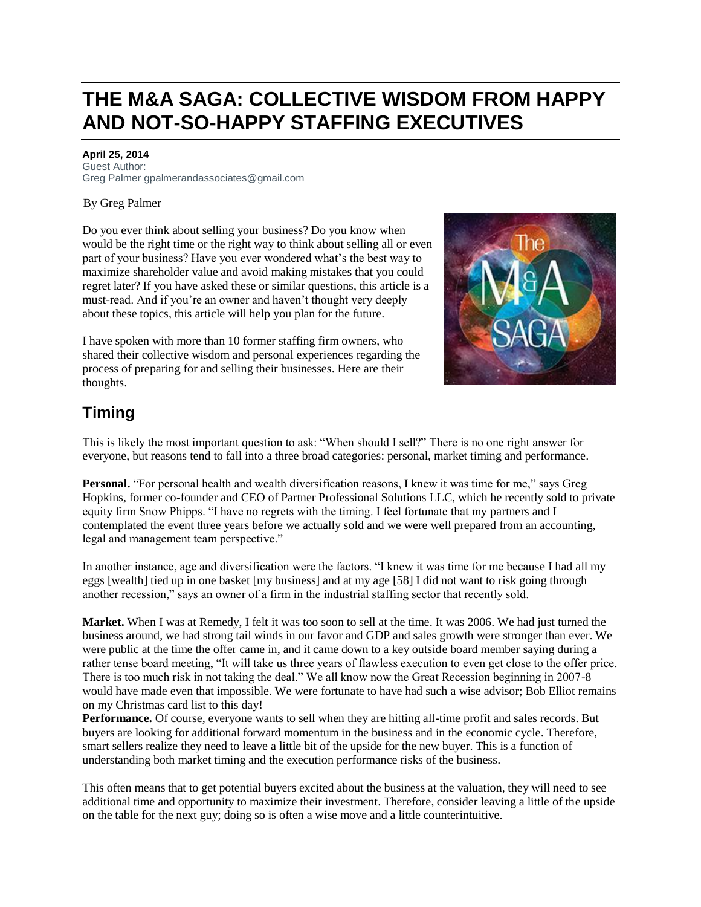# THE M&A SAGA: COLLECTIVE WISDOM FROM HAPPY AND NOT-SO-HAPPY STAFFING EXECUTIVES

**April 25, 2014**
Guest Author:
Greg Palmer gpalmerandassociates@gmail.com

By Greg Palmer

Do you ever think about selling your business? Do you know when would be the right time or the right way to think about selling all or even part of your business? Have you ever wondered what's the best way to maximize shareholder value and avoid making mistakes that you could regret later? If you have asked these or similar questions, this article is a must-read. And if you're an owner and haven't thought very deeply about these topics, this article will help you plan for the future.

I have spoken with more than 10 former staffing firm owners, who shared their collective wisdom and personal experiences regarding the process of preparing for and selling their businesses. Here are their thoughts.

## Timing

This is likely the most important question to ask: "When should I sell?" There is no one right answer for everyone, but reasons tend to fall into a three broad categories: personal, market timing and performance.

**Personal.** "For personal health and wealth diversification reasons, I knew it was time for me," says Greg Hopkins, former co-founder and CEO of Partner Professional Solutions LLC, which he recently sold to private equity firm Snow Phipps. "I have no regrets with the timing. I feel fortunate that my partners and I contemplated the event three years before we actually sold and we were well prepared from an accounting, legal and management team perspective."

In another instance, age and diversification were the factors. "I knew it was time for me because I had all my eggs [wealth] tied up in one basket [my business] and at my age [58] I did not want to risk going through another recession," says an owner of a firm in the industrial staffing sector that recently sold.

**Market.** When I was at Remedy, I felt it was too soon to sell at the time. It was 2006. We had just turned the business around, we had strong tail winds in our favor and GDP and sales growth were stronger than ever. We were public at the time the offer came in, and it came down to a key outside board member saying during a rather tense board meeting, "It will take us three years of flawless execution to even get close to the offer price. There is too much risk in not taking the deal." We all know now the Great Recession beginning in 2007-8 would have made even that impossible. We were fortunate to have had such a wise advisor; Bob Elliot remains on my Christmas card list to this day!

**Performance.** Of course, everyone wants to sell when they are hitting all-time profit and sales records. But buyers are looking for additional forward momentum in the business and in the economic cycle. Therefore, smart sellers realize they need to leave a little bit of the upside for the new buyer. This is a function of understanding both market timing and the execution performance risks of the business.

This often means that to get potential buyers excited about the business at the valuation, they will need to see additional time and opportunity to maximize their investment. Therefore, consider leaving a little of the upside on the table for the next guy; doing so is often a wise move and a little counterintuitive.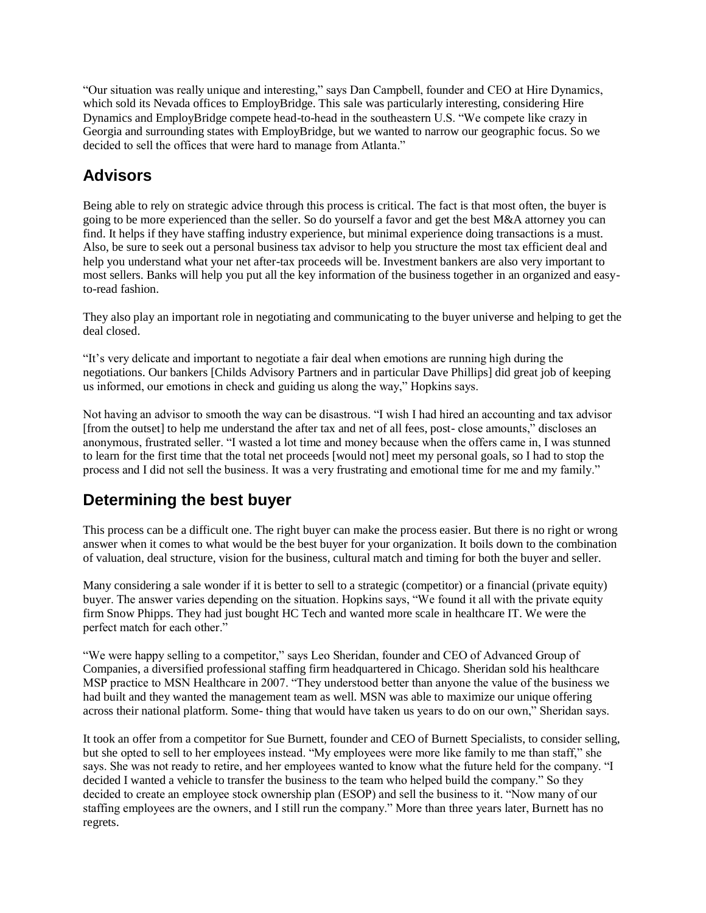"Our situation was really unique and interesting," says Dan Campbell, founder and CEO at Hire Dynamics, which sold its Nevada offices to EmployBridge. This sale was particularly interesting, considering Hire Dynamics and EmployBridge compete head-to-head in the southeastern U.S. "We compete like crazy in Georgia and surrounding states with EmployBridge, but we wanted to narrow our geographic focus. So we decided to sell the offices that were hard to manage from Atlanta."

## Advisors

Being able to rely on strategic advice through this process is critical. The fact is that most often, the buyer is going to be more experienced than the seller. So do yourself a favor and get the best M&A attorney you can find. It helps if they have staffing industry experience, but minimal experience doing transactions is a must. Also, be sure to seek out a personal business tax advisor to help you structure the most tax efficient deal and help you understand what your net after-tax proceeds will be. Investment bankers are also very important to most sellers. Banks will help you put all the key information of the business together in an organized and easy-to-read fashion.

They also play an important role in negotiating and communicating to the buyer universe and helping to get the deal closed.

"It's very delicate and important to negotiate a fair deal when emotions are running high during the negotiations. Our bankers [Childs Advisory Partners and in particular Dave Phillips] did great job of keeping us informed, our emotions in check and guiding us along the way," Hopkins says.

Not having an advisor to smooth the way can be disastrous. "I wish I had hired an accounting and tax advisor [from the outset] to help me understand the after tax and net of all fees, post- close amounts," discloses an anonymous, frustrated seller. "I wasted a lot time and money because when the offers came in, I was stunned to learn for the first time that the total net proceeds [would not] meet my personal goals, so I had to stop the process and I did not sell the business. It was a very frustrating and emotional time for me and my family."

## Determining the best buyer

This process can be a difficult one. The right buyer can make the process easier. But there is no right or wrong answer when it comes to what would be the best buyer for your organization. It boils down to the combination of valuation, deal structure, vision for the business, cultural match and timing for both the buyer and seller.

Many considering a sale wonder if it is better to sell to a strategic (competitor) or a financial (private equity) buyer. The answer varies depending on the situation. Hopkins says, "We found it all with the private equity firm Snow Phipps. They had just bought HC Tech and wanted more scale in healthcare IT. We were the perfect match for each other."

"We were happy selling to a competitor," says Leo Sheridan, founder and CEO of Advanced Group of Companies, a diversified professional staffing firm headquartered in Chicago. Sheridan sold his healthcare MSP practice to MSN Healthcare in 2007. "They understood better than anyone the value of the business we had built and they wanted the management team as well. MSN was able to maximize our unique offering across their national platform. Some- thing that would have taken us years to do on our own," Sheridan says.

It took an offer from a competitor for Sue Burnett, founder and CEO of Burnett Specialists, to consider selling, but she opted to sell to her employees instead. "My employees were more like family to me than staff," she says. She was not ready to retire, and her employees wanted to know what the future held for the company. "I decided I wanted a vehicle to transfer the business to the team who helped build the company." So they decided to create an employee stock ownership plan (ESOP) and sell the business to it. "Now many of our staffing employees are the owners, and I still run the company." More than three years later, Burnett has no regrets.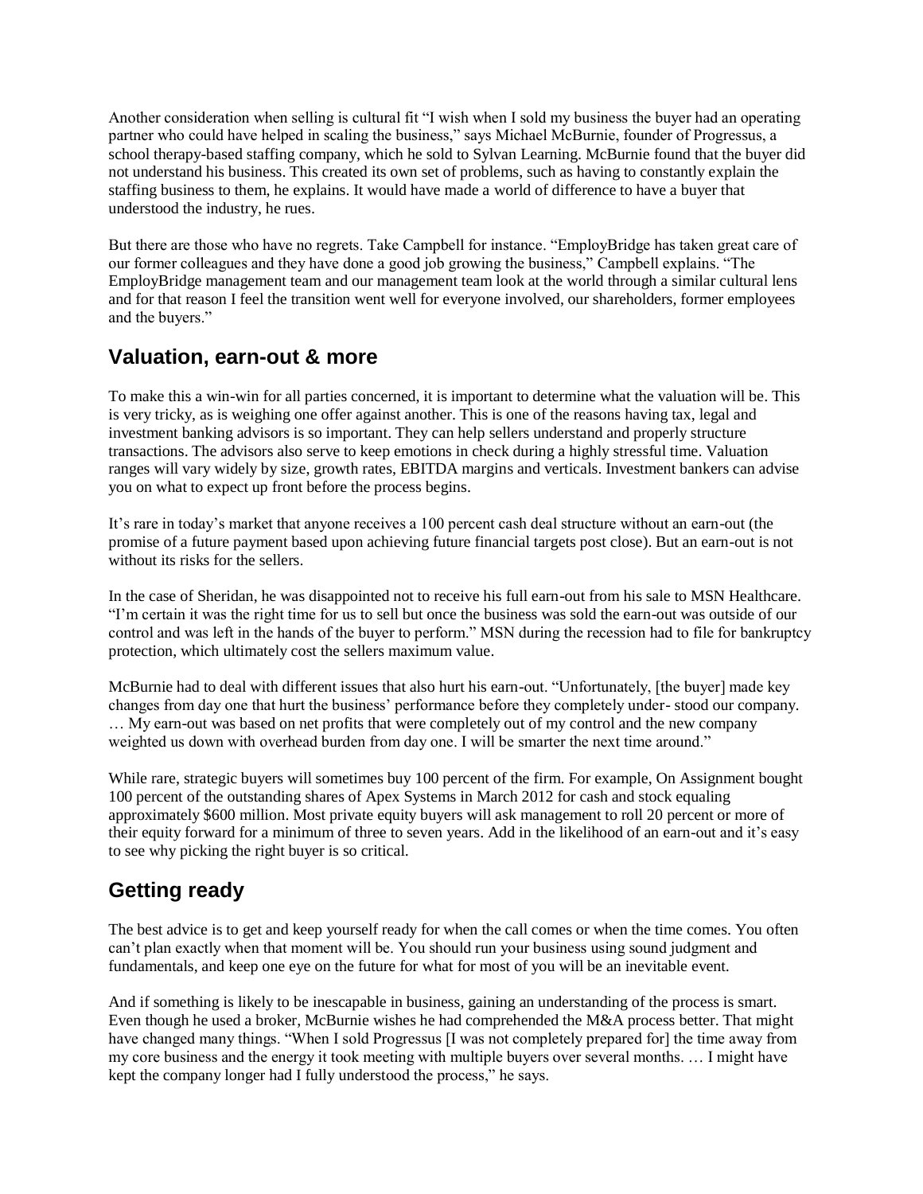Another consideration when selling is cultural fit "I wish when I sold my business the buyer had an operating partner who could have helped in scaling the business," says Michael McBurnie, founder of Progressus, a school therapy-based staffing company, which he sold to Sylvan Learning. McBurnie found that the buyer did not understand his business. This created its own set of problems, such as having to constantly explain the staffing business to them, he explains. It would have made a world of difference to have a buyer that understood the industry, he rues.

But there are those who have no regrets. Take Campbell for instance. "EmployBridge has taken great care of our former colleagues and they have done a good job growing the business," Campbell explains. "The EmployBridge management team and our management team look at the world through a similar cultural lens and for that reason I feel the transition went well for everyone involved, our shareholders, former employees and the buyers."

## Valuation, earn-out & more

To make this a win-win for all parties concerned, it is important to determine what the valuation will be. This is very tricky, as is weighing one offer against another. This is one of the reasons having tax, legal and investment banking advisors is so important. They can help sellers understand and properly structure transactions. The advisors also serve to keep emotions in check during a highly stressful time. Valuation ranges will vary widely by size, growth rates, EBITDA margins and verticals. Investment bankers can advise you on what to expect up front before the process begins.

It's rare in today's market that anyone receives a 100 percent cash deal structure without an earn-out (the promise of a future payment based upon achieving future financial targets post close). But an earn-out is not without its risks for the sellers.

In the case of Sheridan, he was disappointed not to receive his full earn-out from his sale to MSN Healthcare. "I'm certain it was the right time for us to sell but once the business was sold the earn-out was outside of our control and was left in the hands of the buyer to perform." MSN during the recession had to file for bankruptcy protection, which ultimately cost the sellers maximum value.

McBurnie had to deal with different issues that also hurt his earn-out. "Unfortunately, [the buyer] made key changes from day one that hurt the business' performance before they completely under- stood our company. … My earn-out was based on net profits that were completely out of my control and the new company weighted us down with overhead burden from day one. I will be smarter the next time around."

While rare, strategic buyers will sometimes buy 100 percent of the firm. For example, On Assignment bought 100 percent of the outstanding shares of Apex Systems in March 2012 for cash and stock equaling approximately $600 million. Most private equity buyers will ask management to roll 20 percent or more of their equity forward for a minimum of three to seven years. Add in the likelihood of an earn-out and it's easy to see why picking the right buyer is so critical.

## Getting ready

The best advice is to get and keep yourself ready for when the call comes or when the time comes. You often can't plan exactly when that moment will be. You should run your business using sound judgment and fundamentals, and keep one eye on the future for what for most of you will be an inevitable event.

And if something is likely to be inescapable in business, gaining an understanding of the process is smart. Even though he used a broker, McBurnie wishes he had comprehended the M&A process better. That might have changed many things. "When I sold Progressus [I was not completely prepared for] the time away from my core business and the energy it took meeting with multiple buyers over several months. … I might have kept the company longer had I fully understood the process," he says.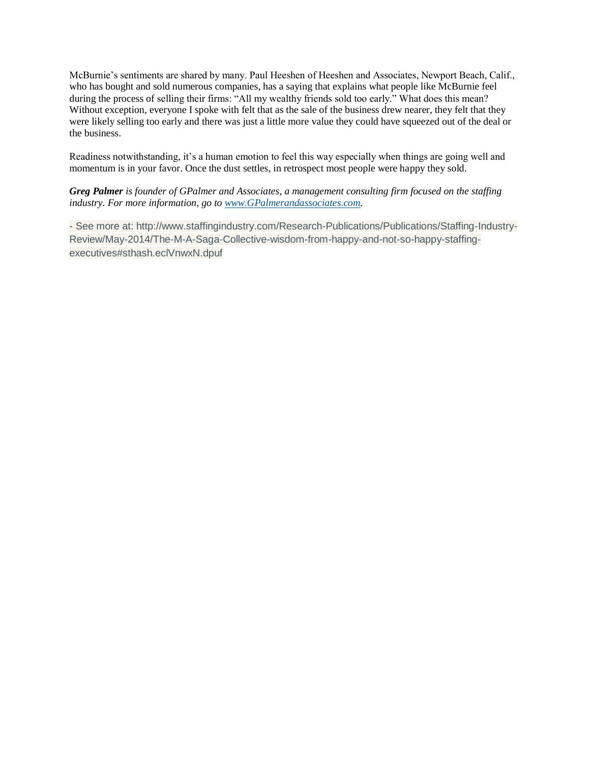McBurnie's sentiments are shared by many. Paul Heeshen of Heeshen and Associates, Newport Beach, Calif., who has bought and sold numerous companies, has a saying that explains what people like McBurnie feel during the process of selling their firms: "All my wealthy friends sold too early." What does this mean? Without exception, everyone I spoke with felt that as the sale of the business drew nearer, they felt that they were likely selling too early and there was just a little more value they could have squeezed out of the deal or the business.

Readiness notwithstanding, it's a human emotion to feel this way especially when things are going well and momentum is in your favor. Once the dust settles, in retrospect most people were happy they sold.

***Greg Palmer*** *is founder of GPalmer and Associates, a management consulting firm focused on the staffing industry. For more information, go to [www.GPalmerandassociates.com](http://www.GPalmerandassociates.com).*

- See more at: http://www.staffingindustry.com/Research-Publications/Publications/Staffing-Industry-Review/May-2014/The-M-A-Saga-Collective-wisdom-from-happy-and-not-so-happy-staffing-executives#sthash.eclVnwxN.dpuf